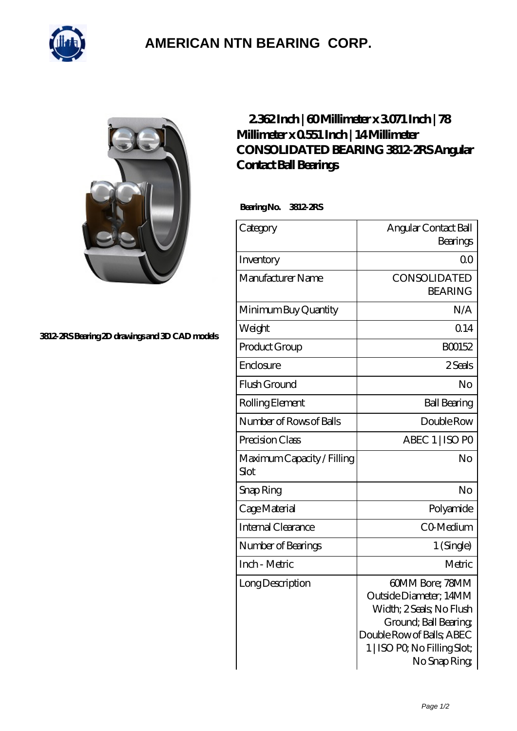# AMERICAN NTN BEARING CORP.

3812-2RS Bearing 2D drawings and 3D CAD models

## 2.362 Inch | 60 Millimeter x 3.071 Inch | 78 Millimeter x 0.551 Inch | 14 Millimeter CONSOLIDATED BEARING 3812-2RS Angular Contact Ball Bearings

**Bearing No. 3812-2RS**

| Category | Angular Contact Ball Bearings |
|---|---|
| Inventory | 0.0 |
| Manufacturer Name | CONSOLIDATED BEARING |
| Minimum Buy Quantity | N/A |
| Weight | 0.14 |
| Product Group | B00152 |
| Enclosure | 2 Seals |
| Flush Ground | No |
| Rolling Element | Ball Bearing |
| Number of Rows of Balls | Double Row |
| Precision Class | ABEC 1 \| ISO P0 |
| Maximum Capacity / Filling Slot | No |
| Snap Ring | No |
| Cage Material | Polyamide |
| Internal Clearance | C0-Medium |
| Number of Bearings | 1 (Single) |
| Inch - Metric | Metric |
| Long Description | 60MM Bore; 78MM Outside Diameter; 14MM Width; 2 Seals; No Flush Ground; Ball Bearing; Double Row of Balls; ABEC 1 \| ISO P0; No Filling Slot; No Snap Ring; |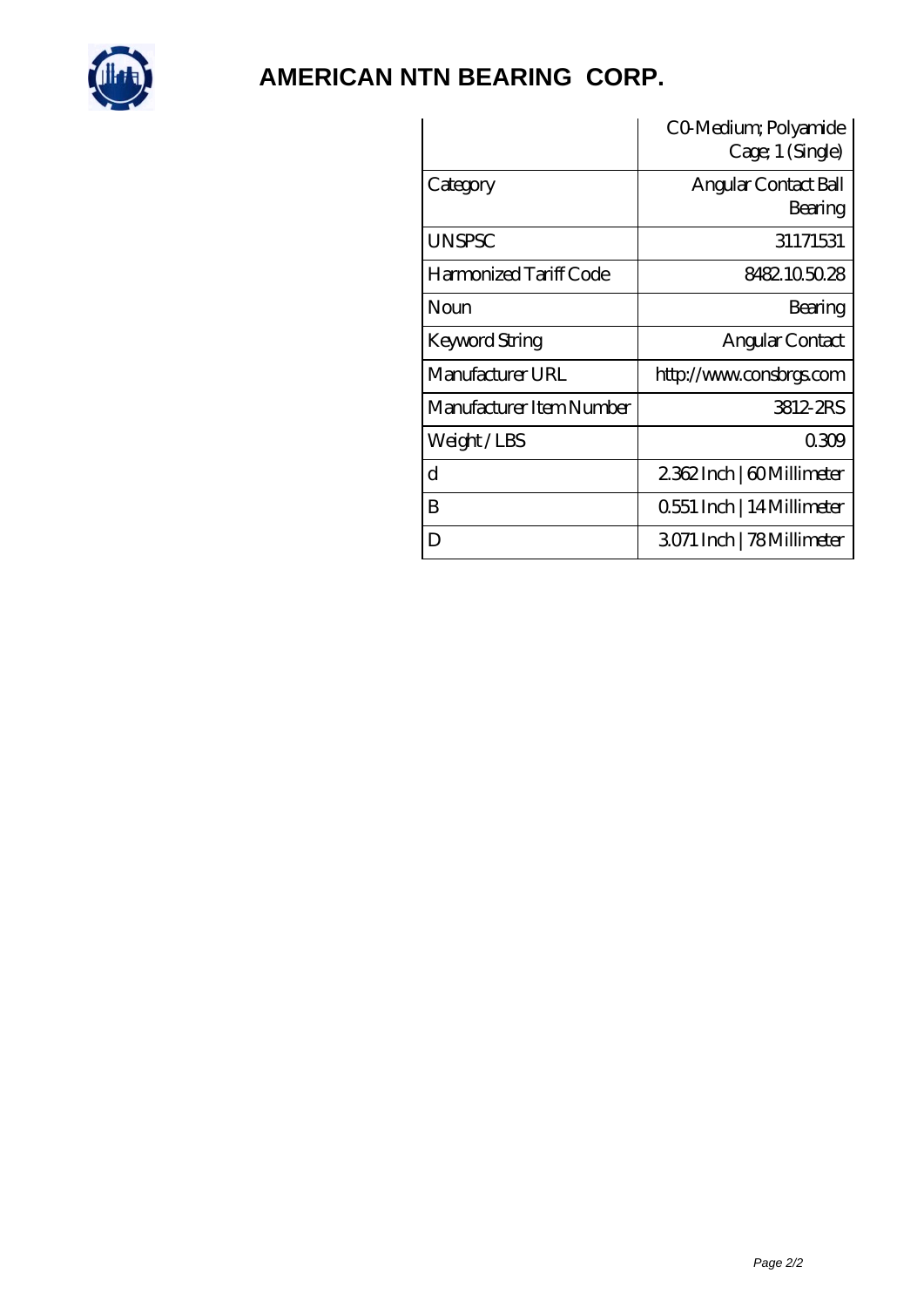| | |
|---|---|
| | C0-Medium; Polyamide Cage; 1 (Single) |
| Category | Angular Contact Ball Bearing |
| UNSPSC | 31171531 |
| Harmonized Tariff Code | 8482.10.50.28 |
| Noun | Bearing |
| Keyword String | Angular Contact |
| Manufacturer URL | http://www.consbrgs.com |
| Manufacturer Item Number | 3812-2RS |
| Weight / LBS | 0.309 |
| d | 2.362 Inch \| 60 Millimeter |
| B | 0.551 Inch \| 14 Millimeter |
| D | 3.071 Inch \| 78 Millimeter |